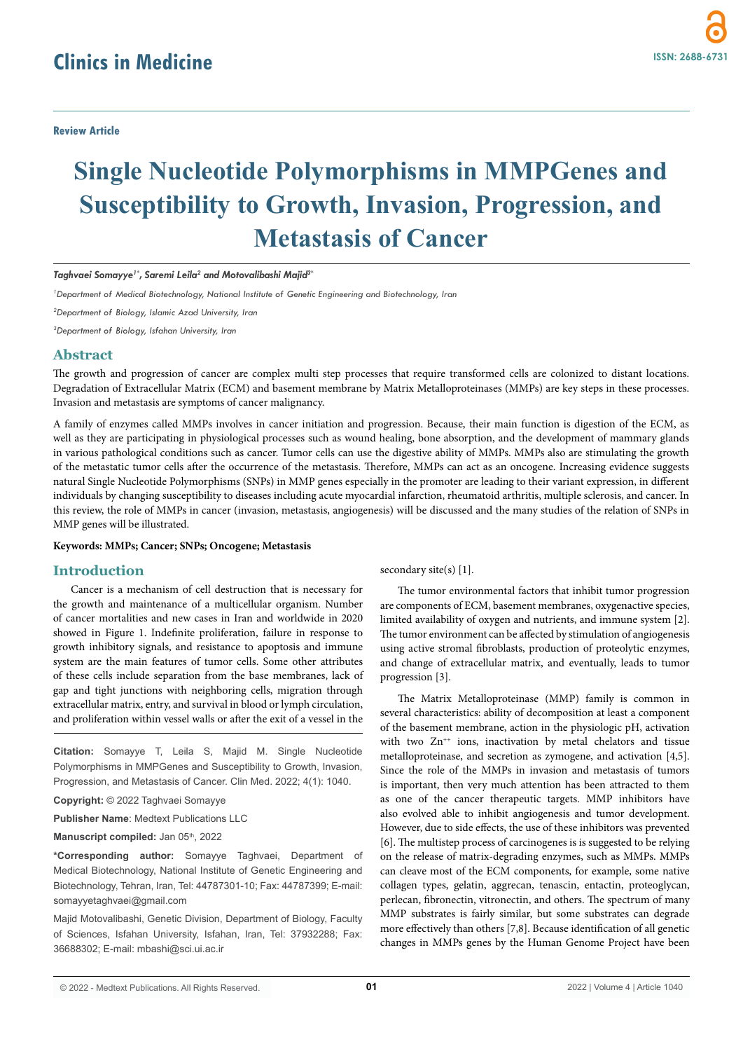Review Article

# Single Nucleotide Polymorphisms in MMPGenes and Susceptibility to Growth, Invasion, Progression, and Metastasis of Cancer

***Taghvaei Somayye[1*], Saremi Leila[2] and Motovalibashi Majid[3*]***

*[1]Department of Medical Biotechnology, National Institute of Genetic Engineering and Biotechnology, Iran*

*[2]Department of Biology, Islamic Azad University, Iran*

*[3]Department of Biology, Isfahan University, Iran*

## Abstract

The growth and progression of cancer are complex multi step processes that require transformed cells are colonized to distant locations. Degradation of Extracellular Matrix (ECM) and basement membrane by Matrix Metalloproteinases (MMPs) are key steps in these processes. Invasion and metastasis are symptoms of cancer malignancy.

A family of enzymes called MMPs involves in cancer initiation and progression. Because, their main function is digestion of the ECM, as well as they are participating in physiological processes such as wound healing, bone absorption, and the development of mammary glands in various pathological conditions such as cancer. Tumor cells can use the digestive ability of MMPs. MMPs also are stimulating the growth of the metastatic tumor cells after the occurrence of the metastasis. Therefore, MMPs can act as an oncogene. Increasing evidence suggests natural Single Nucleotide Polymorphisms (SNPs) in MMP genes especially in the promoter are leading to their variant expression, in different individuals by changing susceptibility to diseases including acute myocardial infarction, rheumatoid arthritis, multiple sclerosis, and cancer. In this review, the role of MMPs in cancer (invasion, metastasis, angiogenesis) will be discussed and the many studies of the relation of SNPs in MMP genes will be illustrated.

**Keywords: MMPs; Cancer; SNPs; Oncogene; Metastasis**

## Introduction

Cancer is a mechanism of cell destruction that is necessary for the growth and maintenance of a multicellular organism. Number of cancer mortalities and new cases in Iran and worldwide in 2020 showed in Figure 1. Indefinite proliferation, failure in response to growth inhibitory signals, and resistance to apoptosis and immune system are the main features of tumor cells. Some other attributes of these cells include separation from the base membranes, lack of gap and tight junctions with neighboring cells, migration through extracellular matrix, entry, and survival in blood or lymph circulation, and proliferation within vessel walls or after the exit of a vessel in the secondary site(s) [1].

The tumor environmental factors that inhibit tumor progression are components of ECM, basement membranes, oxygenactive species, limited availability of oxygen and nutrients, and immune system [2]. The tumor environment can be affected by stimulation of angiogenesis using active stromal fibroblasts, production of proteolytic enzymes, and change of extracellular matrix, and eventually, leads to tumor progression [3].

The Matrix Metalloproteinase (MMP) family is common in several characteristics: ability of decomposition at least a component of the basement membrane, action in the physiologic pH, activation with two $Zn^{++}$ ions, inactivation by metal chelators and tissue metalloproteinase, and secretion as zymogene, and activation [4,5]. Since the role of the MMPs in invasion and metastasis of tumors is important, then very much attention has been attracted to them as one of the cancer therapeutic targets. MMP inhibitors have also evolved able to inhibit angiogenesis and tumor development. However, due to side effects, the use of these inhibitors was prevented [6]. The multistep process of carcinogenes is is suggested to be relying on the release of matrix-degrading enzymes, such as MMPs. MMPs can cleave most of the ECM components, for example, some native collagen types, gelatin, aggrecan, tenascin, entactin, proteoglycan, perlecan, fibronectin, vitronectin, and others. The spectrum of many MMP substrates is fairly similar, but some substrates can degrade more effectively than others [7,8]. Because identification of all genetic changes in MMPs genes by the Human Genome Project have been

**Citation:** Somayye T, Leila S, Majid M. Single Nucleotide Polymorphisms in MMPGenes and Susceptibility to Growth, Invasion, Progression, and Metastasis of Cancer. Clin Med. 2022; 4(1): 1040.

**Copyright:** © 2022 Taghvaei Somayye

**Publisher Name**: Medtext Publications LLC

**Manuscript compiled:** Jan 05th, 2022

**\*Corresponding author:** Somayye Taghvaei, Department of Medical Biotechnology, National Institute of Genetic Engineering and Biotechnology, Tehran, Iran, Tel: 44787301-10; Fax: 44787399; E-mail: somayyetaghvaei@gmail.com

Majid Motovalibashi, Genetic Division, Department of Biology, Faculty of Sciences, Isfahan University, Isfahan, Iran, Tel: 37932288; Fax: 36688302; E-mail: mbashi@sci.ui.ac.ir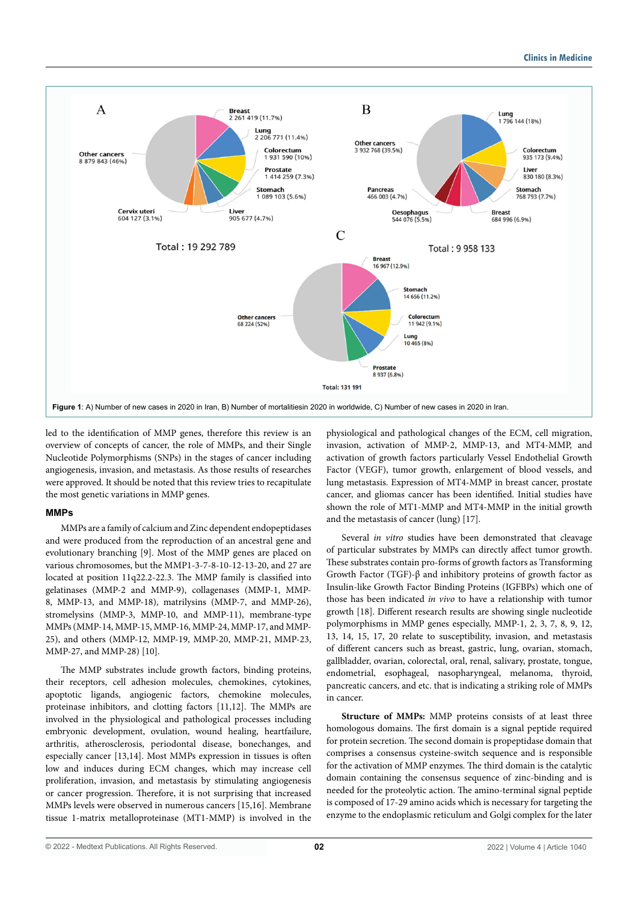Figure 1: A) Number of new cases in 2020 in Iran, B) Number of mortalitiesin 2020 in worldwide, C) Number of new cases in 2020 in Iran.

led to the identification of MMP genes, therefore this review is an overview of concepts of cancer, the role of MMPs, and their Single Nucleotide Polymorphisms (SNPs) in the stages of cancer including angiogenesis, invasion, and metastasis. As those results of researches were approved. It should be noted that this review tries to recapitulate the most genetic variations in MMP genes.

## MMPs

MMPs are a family of calcium and Zinc dependent endopeptidases and were produced from the reproduction of an ancestral gene and evolutionary branching [9]. Most of the MMP genes are placed on various chromosomes, but the MMP1-3-7-8-10-12-13-20, and 27 are located at position 11q22.2-22.3. The MMP family is classified into gelatinases (MMP-2 and MMP-9), collagenases (MMP-1, MMP-8, MMP-13, and MMP-18), matrilysins (MMP-7, and MMP-26), stromelysins (MMP-3, MMP-10, and MMP-11), membrane-type MMPs (MMP-14, MMP-15, MMP-16, MMP-24, MMP-17, and MMP-25), and others (MMP-12, MMP-19, MMP-20, MMP-21, MMP-23, MMP-27, and MMP-28) [10].

The MMP substrates include growth factors, binding proteins, their receptors, cell adhesion molecules, chemokines, cytokines, apoptotic ligands, angiogenic factors, chemokine molecules, proteinase inhibitors, and clotting factors [11,12]. The MMPs are involved in the physiological and pathological processes including embryonic development, ovulation, wound healing, heartfailure, arthritis, atherosclerosis, periodontal disease, bonechanges, and especially cancer [13,14]. Most MMPs expression in tissues is often low and induces during ECM changes, which may increase cell proliferation, invasion, and metastasis by stimulating angiogenesis or cancer progression. Therefore, it is not surprising that increased MMPs levels were observed in numerous cancers [15,16]. Membrane tissue 1-matrix metalloproteinase (MT1-MMP) is involved in the physiological and pathological changes of the ECM, cell migration, invasion, activation of MMP-2, MMP-13, and MT4-MMP, and activation of growth factors particularly Vessel Endothelial Growth Factor (VEGF), tumor growth, enlargement of blood vessels, and lung metastasis. Expression of MT4-MMP in breast cancer, prostate cancer, and gliomas cancer has been identified. Initial studies have shown the role of MT1-MMP and MT4-MMP in the initial growth and the metastasis of cancer (lung) [17].

Several *in vitro* studies have been demonstrated that cleavage of particular substrates by MMPs can directly affect tumor growth. These substrates contain pro-forms of growth factors as Transforming Growth Factor (TGF)-β and inhibitory proteins of growth factor as Insulin-like Growth Factor Binding Proteins (IGFBPs) which one of those has been indicated *in vivo* to have a relationship with tumor growth [18]. Different research results are showing single nucleotide polymorphisms in MMP genes especially, MMP-1, 2, 3, 7, 8, 9, 12, 13, 14, 15, 17, 20 relate to susceptibility, invasion, and metastasis of different cancers such as breast, gastric, lung, ovarian, stomach, gallbladder, ovarian, colorectal, oral, renal, salivary, prostate, tongue, endometrial, esophageal, nasopharyngeal, melanoma, thyroid, pancreatic cancers, and etc. that is indicating a striking role of MMPs in cancer.

**Structure of MMPs:** MMP proteins consists of at least three homologous domains. The first domain is a signal peptide required for protein secretion. The second domain is propeptidase domain that comprises a consensus cysteine-switch sequence and is responsible for the activation of MMP enzymes. The third domain is the catalytic domain containing the consensus sequence of zinc-binding and is needed for the proteolytic action. The amino-terminal signal peptide is composed of 17-29 amino acids which is necessary for targeting the enzyme to the endoplasmic reticulum and Golgi complex for the later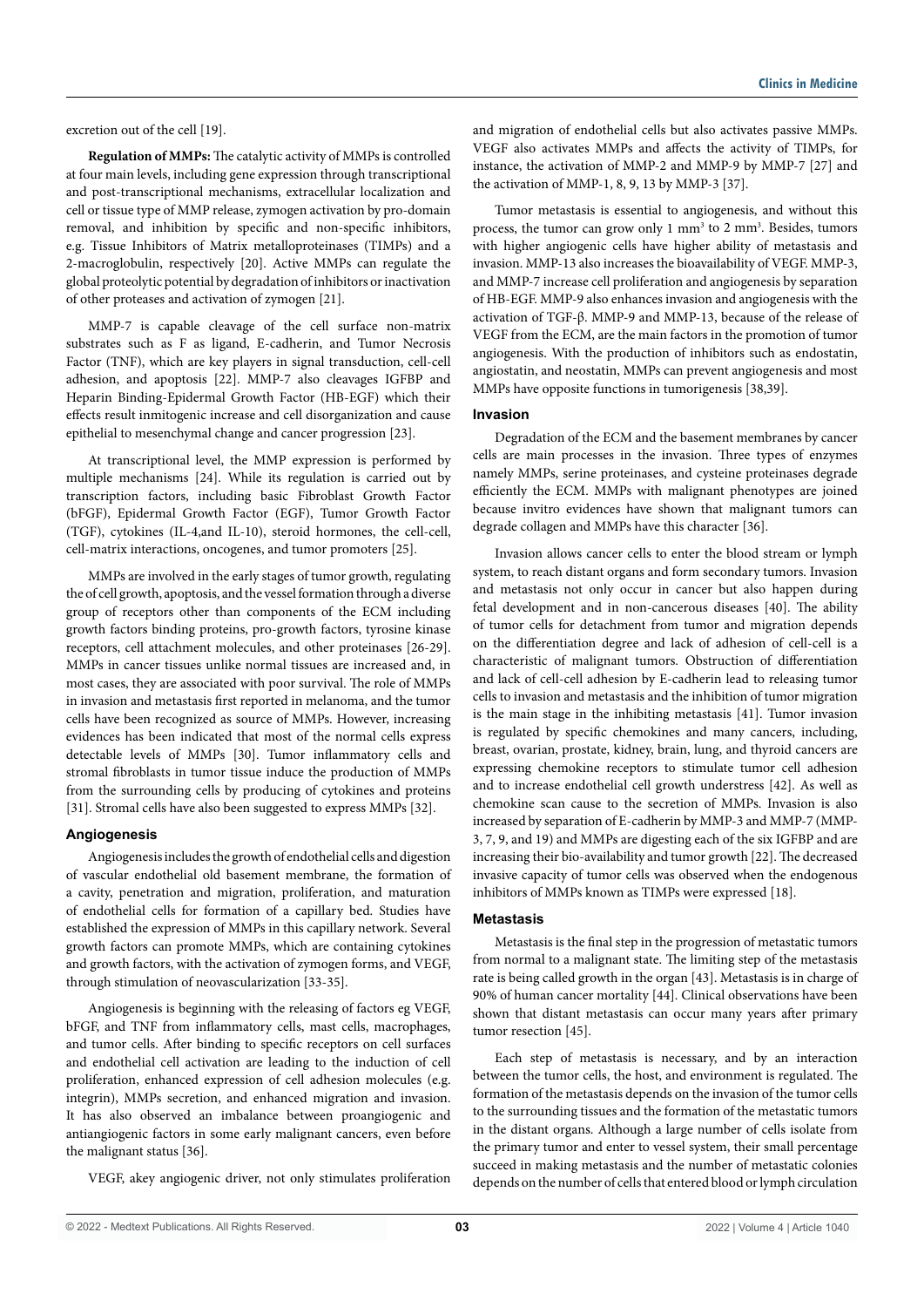excretion out of the cell [19].

**Regulation of MMPs:** The catalytic activity of MMPs is controlled at four main levels, including gene expression through transcriptional and post-transcriptional mechanisms, extracellular localization and cell or tissue type of MMP release, zymogen activation by pro-domain removal, and inhibition by specific and non-specific inhibitors, e.g. Tissue Inhibitors of Matrix metalloproteinases (TIMPs) and a 2-macroglobulin, respectively [20]. Active MMPs can regulate the global proteolytic potential by degradation of inhibitors or inactivation of other proteases and activation of zymogen [21].

MMP-7 is capable cleavage of the cell surface non-matrix substrates such as F as ligand, E-cadherin, and Tumor Necrosis Factor (TNF), which are key players in signal transduction, cell-cell adhesion, and apoptosis [22]. MMP-7 also cleavages IGFBP and Heparin Binding-Epidermal Growth Factor (HB-EGF) which their effects result inmitogenic increase and cell disorganization and cause epithelial to mesenchymal change and cancer progression [23].

At transcriptional level, the MMP expression is performed by multiple mechanisms [24]. While its regulation is carried out by transcription factors, including basic Fibroblast Growth Factor (bFGF), Epidermal Growth Factor (EGF), Tumor Growth Factor (TGF), cytokines (IL-4,and IL-10), steroid hormones, the cell-cell, cell-matrix interactions, oncogenes, and tumor promoters [25].

MMPs are involved in the early stages of tumor growth, regulating the of cell growth, apoptosis, and the vessel formation through a diverse group of receptors other than components of the ECM including growth factors binding proteins, pro-growth factors, tyrosine kinase receptors, cell attachment molecules, and other proteinases [26-29]. MMPs in cancer tissues unlike normal tissues are increased and, in most cases, they are associated with poor survival. The role of MMPs in invasion and metastasis first reported in melanoma, and the tumor cells have been recognized as source of MMPs. However, increasing evidences has been indicated that most of the normal cells express detectable levels of MMPs [30]. Tumor inflammatory cells and stromal fibroblasts in tumor tissue induce the production of MMPs from the surrounding cells by producing of cytokines and proteins [31]. Stromal cells have also been suggested to express MMPs [32].

## Angiogenesis

Angiogenesis includes the growth of endothelial cells and digestion of vascular endothelial old basement membrane, the formation of a cavity, penetration and migration, proliferation, and maturation of endothelial cells for formation of a capillary bed. Studies have established the expression of MMPs in this capillary network. Several growth factors can promote MMPs, which are containing cytokines and growth factors, with the activation of zymogen forms, and VEGF, through stimulation of neovascularization [33-35].

Angiogenesis is beginning with the releasing of factors eg VEGF, bFGF, and TNF from inflammatory cells, mast cells, macrophages, and tumor cells. After binding to specific receptors on cell surfaces and endothelial cell activation are leading to the induction of cell proliferation, enhanced expression of cell adhesion molecules (e.g. integrin), MMPs secretion, and enhanced migration and invasion. It has also observed an imbalance between proangiogenic and antiangiogenic factors in some early malignant cancers, even before the malignant status [36].

VEGF, akey angiogenic driver, not only stimulates proliferation and migration of endothelial cells but also activates passive MMPs. VEGF also activates MMPs and affects the activity of TIMPs, for instance, the activation of MMP-2 and MMP-9 by MMP-7 [27] and the activation of MMP-1, 8, 9, 13 by MMP-3 [37].

Tumor metastasis is essential to angiogenesis, and without this process, the tumor can grow only 1 $mm^3$ to 2 $mm^3$. Besides, tumors with higher angiogenic cells have higher ability of metastasis and invasion. MMP-13 also increases the bioavailability of VEGF. MMP-3, and MMP-7 increase cell proliferation and angiogenesis by separation of HB-EGF. MMP-9 also enhances invasion and angiogenesis with the activation of TGF-β. MMP-9 and MMP-13, because of the release of VEGF from the ECM, are the main factors in the promotion of tumor angiogenesis. With the production of inhibitors such as endostatin, angiostatin, and neostatin, MMPs can prevent angiogenesis and most MMPs have opposite functions in tumorigenesis [38,39].

## Invasion

Degradation of the ECM and the basement membranes by cancer cells are main processes in the invasion. Three types of enzymes namely MMPs, serine proteinases, and cysteine proteinases degrade efficiently the ECM. MMPs with malignant phenotypes are joined because invitro evidences have shown that malignant tumors can degrade collagen and MMPs have this character [36].

Invasion allows cancer cells to enter the blood stream or lymph system, to reach distant organs and form secondary tumors. Invasion and metastasis not only occur in cancer but also happen during fetal development and in non-cancerous diseases [40]. The ability of tumor cells for detachment from tumor and migration depends on the differentiation degree and lack of adhesion of cell-cell is a characteristic of malignant tumors. Obstruction of differentiation and lack of cell-cell adhesion by E-cadherin lead to releasing tumor cells to invasion and metastasis and the inhibition of tumor migration is the main stage in the inhibiting metastasis [41]. Tumor invasion is regulated by specific chemokines and many cancers, including, breast, ovarian, prostate, kidney, brain, lung, and thyroid cancers are expressing chemokine receptors to stimulate tumor cell adhesion and to increase endothelial cell growth understress [42]. As well as chemokine scan cause to the secretion of MMPs. Invasion is also increased by separation of E-cadherin by MMP-3 and MMP-7 (MMP-3, 7, 9, and 19) and MMPs are digesting each of the six IGFBP and are increasing their bio-availability and tumor growth [22]. The decreased invasive capacity of tumor cells was observed when the endogenous inhibitors of MMPs known as TIMPs were expressed [18].

## Metastasis

Metastasis is the final step in the progression of metastatic tumors from normal to a malignant state. The limiting step of the metastasis rate is being called growth in the organ [43]. Metastasis is in charge of 90% of human cancer mortality [44]. Clinical observations have been shown that distant metastasis can occur many years after primary tumor resection [45].

Each step of metastasis is necessary, and by an interaction between the tumor cells, the host, and environment is regulated. The formation of the metastasis depends on the invasion of the tumor cells to the surrounding tissues and the formation of the metastatic tumors in the distant organs. Although a large number of cells isolate from the primary tumor and enter to vessel system, their small percentage succeed in making metastasis and the number of metastatic colonies depends on the number of cells that entered blood or lymph circulation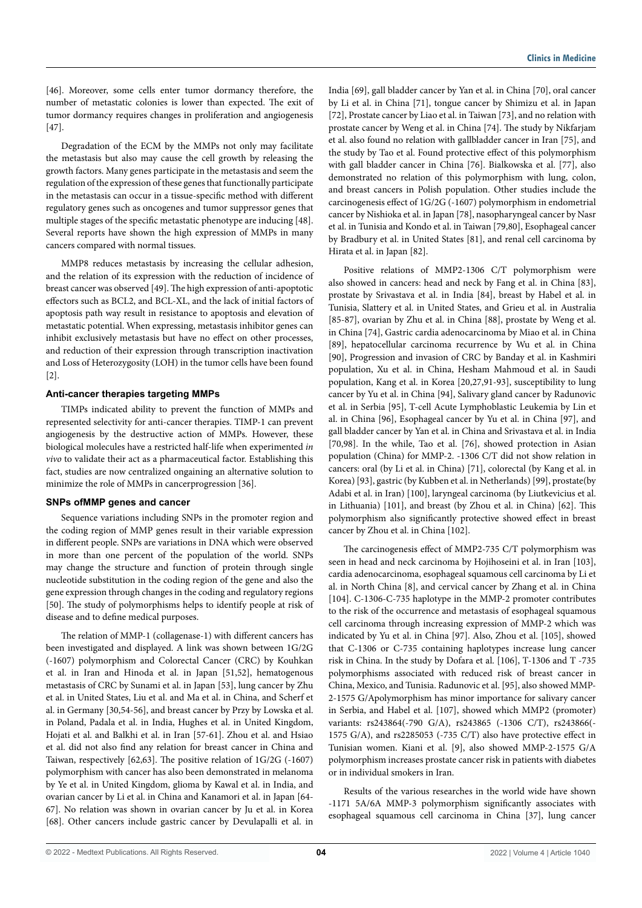[46]. Moreover, some cells enter tumor dormancy therefore, the number of metastatic colonies is lower than expected. The exit of tumor dormancy requires changes in proliferation and angiogenesis [47].

Degradation of the ECM by the MMPs not only may facilitate the metastasis but also may cause the cell growth by releasing the growth factors. Many genes participate in the metastasis and seem the regulation of the expression of these genes that functionally participate in the metastasis can occur in a tissue-specific method with different regulatory genes such as oncogenes and tumor suppressor genes that multiple stages of the specific metastatic phenotype are inducing [48]. Several reports have shown the high expression of MMPs in many cancers compared with normal tissues.

MMP8 reduces metastasis by increasing the cellular adhesion, and the relation of its expression with the reduction of incidence of breast cancer was observed [49]. The high expression of anti-apoptotic effectors such as BCL2, and BCL-XL, and the lack of initial factors of apoptosis path way result in resistance to apoptosis and elevation of metastatic potential. When expressing, metastasis inhibitor genes can inhibit exclusively metastasis but have no effect on other processes, and reduction of their expression through transcription inactivation and Loss of Heterozygosity (LOH) in the tumor cells have been found [2].

### Anti-cancer therapies targeting MMPs

TIMPs indicated ability to prevent the function of MMPs and represented selectivity for anti-cancer therapies. TIMP-1 can prevent angiogenesis by the destructive action of MMPs. However, these biological molecules have a restricted half-life when experimented *in vivo* to validate their act as a pharmaceutical factor. Establishing this fact, studies are now centralized ongaining an alternative solution to minimize the role of MMPs in cancerprogression [36].

### SNPs ofMMP genes and cancer

Sequence variations including SNPs in the promoter region and the coding region of MMP genes result in their variable expression in different people. SNPs are variations in DNA which were observed in more than one percent of the population of the world. SNPs may change the structure and function of protein through single nucleotide substitution in the coding region of the gene and also the gene expression through changes in the coding and regulatory regions [50]. The study of polymorphisms helps to identify people at risk of disease and to define medical purposes.

The relation of MMP-1 (collagenase-1) with different cancers has been investigated and displayed. A link was shown between 1G/2G (-1607) polymorphism and Colorectal Cancer (CRC) by Kouhkan et al. in Iran and Hinoda et al. in Japan [51,52], hematogenous metastasis of CRC by Sunami et al. in Japan [53], lung cancer by Zhu et al. in United States, Liu et al. and Ma et al. in China, and Scherf et al. in Germany [30,54-56], and breast cancer by Przy by Lowska et al. in Poland, Padala et al. in India, Hughes et al. in United Kingdom, Hojati et al. and Balkhi et al. in Iran [57-61]. Zhou et al. and Hsiao et al. did not also find any relation for breast cancer in China and Taiwan, respectively [62,63]. The positive relation of 1G/2G (-1607) polymorphism with cancer has also been demonstrated in melanoma by Ye et al. in United Kingdom, glioma by Kawal et al. in India, and ovarian cancer by Li et al. in China and Kanamori et al. in Japan [64-67]. No relation was shown in ovarian cancer by Ju et al. in Korea [68]. Other cancers include gastric cancer by Devulapalli et al. in India [69], gall bladder cancer by Yan et al. in China [70], oral cancer by Li et al. in China [71], tongue cancer by Shimizu et al. in Japan [72], Prostate cancer by Liao et al. in Taiwan [73], and no relation with prostate cancer by Weng et al. in China [74]. The study by Nikfarjam et al. also found no relation with gallbladder cancer in Iran [75], and the study by Tao et al. Found protective effect of this polymorphism with gall bladder cancer in China [76]. Bialkowska et al. [77], also demonstrated no relation of this polymorphism with lung, colon, and breast cancers in Polish population. Other studies include the carcinogenesis effect of 1G/2G (-1607) polymorphism in endometrial cancer by Nishioka et al. in Japan [78], nasopharyngeal cancer by Nasr et al. in Tunisia and Kondo et al. in Taiwan [79,80], Esophageal cancer by Bradbury et al. in United States [81], and renal cell carcinoma by Hirata et al. in Japan [82].

Positive relations of MMP2-1306 C/T polymorphism were also showed in cancers: head and neck by Fang et al. in China [83], prostate by Srivastava et al. in India [84], breast by Habel et al. in Tunisia, Slattery et al. in United States, and Grieu et al. in Australia [85-87], ovarian by Zhu et al. in China [88], prostate by Weng et al. in China [74], Gastric cardia adenocarcinoma by Miao et al. in China [89], hepatocellular carcinoma recurrence by Wu et al. in China [90], Progression and invasion of CRC by Banday et al. in Kashmiri population, Xu et al. in China, Hesham Mahmoud et al. in Saudi population, Kang et al. in Korea [20,27,91-93], susceptibility to lung cancer by Yu et al. in China [94], Salivary gland cancer by Radunovic et al. in Serbia [95], T-cell Acute Lymphoblastic Leukemia by Lin et al. in China [96], Esophageal cancer by Yu et al. in China [97], and gall bladder cancer by Yan et al. in China and Srivastava et al. in India [70,98]. In the while, Tao et al. [76], showed protection in Asian population (China) for MMP-2. -1306 C/T did not show relation in cancers: oral (by Li et al. in China) [71], colorectal (by Kang et al. in Korea) [93], gastric (by Kubben et al. in Netherlands) [99], prostate(by Adabi et al. in Iran) [100], laryngeal carcinoma (by Liutkevicius et al. in Lithuania) [101], and breast (by Zhou et al. in China) [62]. This polymorphism also significantly protective showed effect in breast cancer by Zhou et al. in China [102].

The carcinogenesis effect of MMP2-735 C/T polymorphism was seen in head and neck carcinoma by Hojihoseini et al. in Iran [103], cardia adenocarcinoma, esophageal squamous cell carcinoma by Li et al. in North China [8], and cervical cancer by Zhang et al. in China [104]. C-1306-C-735 haplotype in the MMP-2 promoter contributes to the risk of the occurrence and metastasis of esophageal squamous cell carcinoma through increasing expression of MMP-2 which was indicated by Yu et al. in China [97]. Also, Zhou et al. [105], showed that C-1306 or C-735 containing haplotypes increase lung cancer risk in China. In the study by Dofara et al. [106], T-1306 and T -735 polymorphisms associated with reduced risk of breast cancer in China, Mexico, and Tunisia. Radunovic et al. [95], also showed MMP-2-1575 G/Apolymorphism has minor importance for salivary cancer in Serbia, and Habel et al. [107], showed which MMP2 (promoter) variants: rs243864(-790 G/A), rs243865 (-1306 C/T), rs243866(-1575 G/A), and rs2285053 (-735 C/T) also have protective effect in Tunisian women. Kiani et al. [9], also showed MMP-2-1575 G/A polymorphism increases prostate cancer risk in patients with diabetes or in individual smokers in Iran.

Results of the various researches in the world wide have shown -1171 5A/6A MMP-3 polymorphism significantly associates with esophageal squamous cell carcinoma in China [37], lung cancer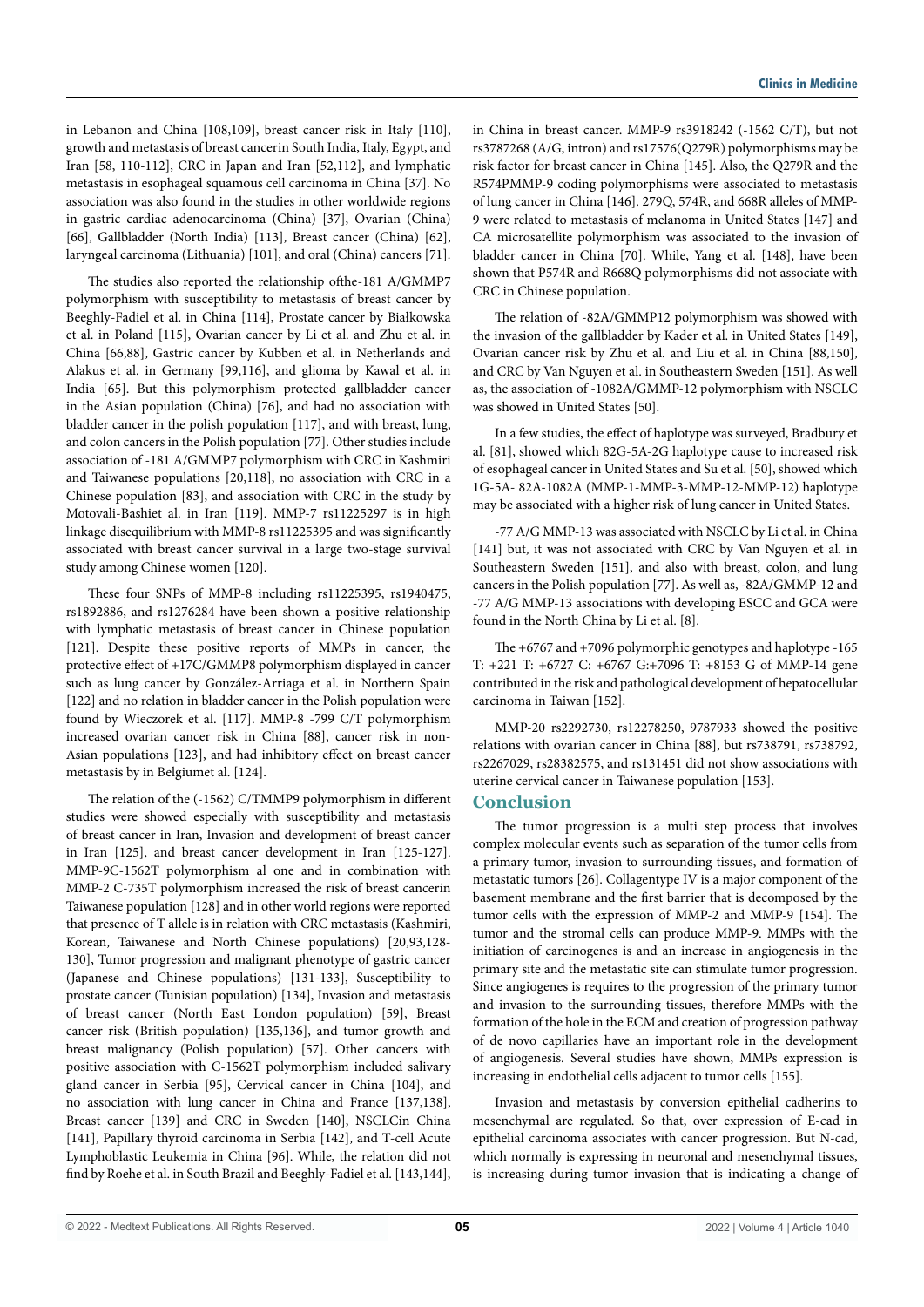in Lebanon and China [108,109], breast cancer risk in Italy [110], growth and metastasis of breast cancerin South India, Italy, Egypt, and Iran [58, 110-112], CRC in Japan and Iran [52,112], and lymphatic metastasis in esophageal squamous cell carcinoma in China [37]. No association was also found in the studies in other worldwide regions in gastric cardiac adenocarcinoma (China) [37], Ovarian (China) [66], Gallbladder (North India) [113], Breast cancer (China) [62], laryngeal carcinoma (Lithuania) [101], and oral (China) cancers [71].

The studies also reported the relationship ofthe-181 A/GMMP7 polymorphism with susceptibility to metastasis of breast cancer by Beeghly-Fadiel et al. in China [114], Prostate cancer by Białkowska et al. in Poland [115], Ovarian cancer by Li et al. and Zhu et al. in China [66,88], Gastric cancer by Kubben et al. in Netherlands and Alakus et al. in Germany [99,116], and glioma by Kawal et al. in India [65]. But this polymorphism protected gallbladder cancer in the Asian population (China) [76], and had no association with bladder cancer in the polish population [117], and with breast, lung, and colon cancers in the Polish population [77]. Other studies include association of -181 A/GMMP7 polymorphism with CRC in Kashmiri and Taiwanese populations [20,118], no association with CRC in a Chinese population [83], and association with CRC in the study by Motovali-Bashiet al. in Iran [119]. MMP-7 rs11225297 is in high linkage disequilibrium with MMP-8 rs11225395 and was significantly associated with breast cancer survival in a large two-stage survival study among Chinese women [120].

These four SNPs of MMP-8 including rs11225395, rs1940475, rs1892886, and rs1276284 have been shown a positive relationship with lymphatic metastasis of breast cancer in Chinese population [121]. Despite these positive reports of MMPs in cancer, the protective effect of +17C/GMMP8 polymorphism displayed in cancer such as lung cancer by González-Arriaga et al. in Northern Spain [122] and no relation in bladder cancer in the Polish population were found by Wieczorek et al. [117]. MMP-8 -799 C/T polymorphism increased ovarian cancer risk in China [88], cancer risk in non-Asian populations [123], and had inhibitory effect on breast cancer metastasis by in Belgiumet al. [124].

The relation of the (-1562) C/TMMP9 polymorphism in different studies were showed especially with susceptibility and metastasis of breast cancer in Iran, Invasion and development of breast cancer in Iran [125], and breast cancer development in Iran [125-127]. MMP-9C-1562T polymorphism al one and in combination with MMP-2 C-735T polymorphism increased the risk of breast cancerin Taiwanese population [128] and in other world regions were reported that presence of T allele is in relation with CRC metastasis (Kashmiri, Korean, Taiwanese and North Chinese populations) [20,93,128-130], Tumor progression and malignant phenotype of gastric cancer (Japanese and Chinese populations) [131-133], Susceptibility to prostate cancer (Tunisian population) [134], Invasion and metastasis of breast cancer (North East London population) [59], Breast cancer risk (British population) [135,136], and tumor growth and breast malignancy (Polish population) [57]. Other cancers with positive association with C-1562T polymorphism included salivary gland cancer in Serbia [95], Cervical cancer in China [104], and no association with lung cancer in China and France [137,138], Breast cancer [139] and CRC in Sweden [140], NSCLCin China [141], Papillary thyroid carcinoma in Serbia [142], and T-cell Acute Lymphoblastic Leukemia in China [96]. While, the relation did not find by Roehe et al. in South Brazil and Beeghly-Fadiel et al. [143,144], in China in breast cancer. MMP-9 rs3918242 (-1562 C/T), but not rs3787268 (A/G, intron) and rs17576(Q279R) polymorphisms may be risk factor for breast cancer in China [145]. Also, the Q279R and the R574PMMP-9 coding polymorphisms were associated to metastasis of lung cancer in China [146]. 279Q, 574R, and 668R alleles of MMP-9 were related to metastasis of melanoma in United States [147] and CA microsatellite polymorphism was associated to the invasion of bladder cancer in China [70]. While, Yang et al. [148], have been shown that P574R and R668Q polymorphisms did not associate with CRC in Chinese population.

The relation of -82A/GMMP12 polymorphism was showed with the invasion of the gallbladder by Kader et al. in United States [149], Ovarian cancer risk by Zhu et al. and Liu et al. in China [88,150], and CRC by Van Nguyen et al. in Southeastern Sweden [151]. As well as, the association of -1082A/GMMP-12 polymorphism with NSCLC was showed in United States [50].

In a few studies, the effect of haplotype was surveyed, Bradbury et al. [81], showed which 82G-5A-2G haplotype cause to increased risk of esophageal cancer in United States and Su et al. [50], showed which 1G-5A- 82A-1082A (MMP-1-MMP-3-MMP-12-MMP-12) haplotype may be associated with a higher risk of lung cancer in United States.

-77 A/G MMP-13 was associated with NSCLC by Li et al. in China [141] but, it was not associated with CRC by Van Nguyen et al. in Southeastern Sweden [151], and also with breast, colon, and lung cancers in the Polish population [77]. As well as, -82A/GMMP-12 and -77 A/G MMP-13 associations with developing ESCC and GCA were found in the North China by Li et al. [8].

The +6767 and +7096 polymorphic genotypes and haplotype -165 T: +221 T: +6727 C: +6767 G:+7096 T: +8153 G of MMP-14 gene contributed in the risk and pathological development of hepatocellular carcinoma in Taiwan [152].

MMP-20 rs2292730, rs12278250, 9787933 showed the positive relations with ovarian cancer in China [88], but rs738791, rs738792, rs2267029, rs28382575, and rs131451 did not show associations with uterine cervical cancer in Taiwanese population [153].

## Conclusion

The tumor progression is a multi step process that involves complex molecular events such as separation of the tumor cells from a primary tumor, invasion to surrounding tissues, and formation of metastatic tumors [26]. Collagentype IV is a major component of the basement membrane and the first barrier that is decomposed by the tumor cells with the expression of MMP-2 and MMP-9 [154]. The tumor and the stromal cells can produce MMP-9. MMPs with the initiation of carcinogenes is and an increase in angiogenesis in the primary site and the metastatic site can stimulate tumor progression. Since angiogenes is requires to the progression of the primary tumor and invasion to the surrounding tissues, therefore MMPs with the formation of the hole in the ECM and creation of progression pathway of de novo capillaries have an important role in the development of angiogenesis. Several studies have shown, MMPs expression is increasing in endothelial cells adjacent to tumor cells [155].

Invasion and metastasis by conversion epithelial cadherins to mesenchymal are regulated. So that, over expression of E-cad in epithelial carcinoma associates with cancer progression. But N-cad, which normally is expressing in neuronal and mesenchymal tissues, is increasing during tumor invasion that is indicating a change of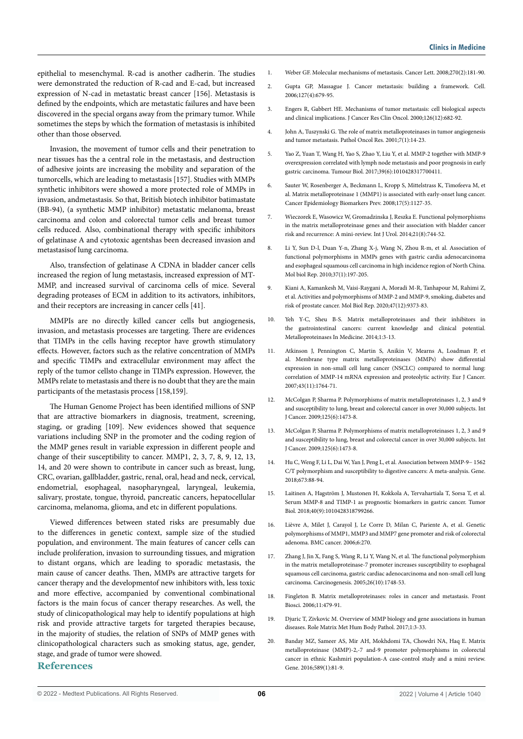epithelial to mesenchymal. R-cad is another cadherin. The studies were demonstrated the reduction of R-cad and E-cad, but increased expression of N-cad in metastatic breast cancer [156]. Metastasis is defined by the endpoints, which are metastatic failures and have been discovered in the special organs away from the primary tumor. While sometimes the steps by which the formation of metastasis is inhibited other than those observed.

Invasion, the movement of tumor cells and their penetration to near tissues has the a central role in the metastasis, and destruction of adhesive joints are increasing the mobility and separation of the tumorcells, which are leading to metastasis [157]. Studies with MMPs synthetic inhibitors were showed a more protected role of MMPs in invasion, andmetastasis. So that, British biotech inhibitor batimastate (BB-94), (a synthetic MMP inhibitor) metastatic melanoma, breast carcinoma and colon and colorectal tumor cells and breast tumor cells reduced. Also, combinational therapy with specific inhibitors of gelatinase A and cytotoxic agentshas been decreased invasion and metastasisof lung carcinoma.

Also, transfection of gelatinase A CDNA in bladder cancer cells increased the region of lung metastasis, increased expression of MT-MMP, and increased survival of carcinoma cells of mice. Several degrading proteases of ECM in addition to its activators, inhibitors, and their receptors are increasing in cancer cells [41].

MMPIs are no directly killed cancer cells but angiogenesis, invasion, and metastasis processes are targeting. There are evidences that TIMPs in the cells having receptor have growth stimulatory effects. However, factors such as the relative concentration of MMPs and specific TIMPs and extracellular environment may affect the reply of the tumor cellsto change in TIMPs expression. However, the MMPs relate to metastasis and there is no doubt that they are the main participants of the metastasis process [158,159].

The Human Genome Project has been identified millions of SNP that are attractive biomarkers in diagnosis, treatment, screening, staging, or grading [109]. New evidences showed that sequence variations including SNP in the promoter and the coding region of the MMP genes result in variable expression in different people and change of their susceptibility to cancer. MMP1, 2, 3, 7, 8, 9, 12, 13, 14, and 20 were shown to contribute in cancer such as breast, lung, CRC, ovarian, gallbladder, gastric, renal, oral, head and neck, cervical, endometrial, esophageal, nasopharyngeal, laryngeal, leukemia, salivary, prostate, tongue, thyroid, pancreatic cancers, hepatocellular carcinoma, melanoma, glioma, and etc in different populations.

Viewed differences between stated risks are presumably due to the differences in genetic context, sample size of the studied population, and environment. The main features of cancer cells can include proliferation, invasion to surrounding tissues, and migration to distant organs, which are leading to sporadic metastasis, the main cause of cancer deaths. Then, MMPs are attractive targets for cancer therapy and the developmentof new inhibitors with, less toxic and more effective, accompanied by conventional combinational factors is the main focus of cancer therapy researches. As well, the study of clinicopathological may help to identify populations at high risk and provide attractive targets for targeted therapies because, in the majority of studies, the relation of SNPs of MMP genes with clinicopathological characters such as smoking status, age, gender, stage, and grade of tumor were showed.

## References

1. Weber GF. Molecular mechanisms of metastasis. Cancer Lett. 2008;270(2):181-90.
2. Gupta GP, Massague J. Cancer metastasis: building a framework. Cell. 2006;127(4):679-95.
3. Engers R, Gabbert HE. Mechanisms of tumor metastasis: cell biological aspects and clinical implications. J Cancer Res Clin Oncol. 2000;126(12):682-92.
4. John A, Tuszynski G. The role of matrix metalloproteinases in tumor angiogenesis and tumor metastasis. Pathol Oncol Res. 2001;7(1):14-23.
5. Yao Z, Yuan T, Wang H, Yao S, Zhao Y, Liu Y, et al. MMP-2 together with MMP-9 overexpression correlated with lymph node metastasis and poor prognosis in early gastric carcinoma. Tumour Biol. 2017;39(6):1010428317700411.
6. Sauter W, Rosenberger A, Beckmann L, Kropp S, Mittelstrass K, Timofeeva M, et al. Matrix metalloproteinase 1 (MMP1) is associated with early-onset lung cancer. Cancer Epidemiology Biomarkers Prev. 2008;17(5):1127-35.
7. Wieczorek E, Wasowicz W, Gromadzinska J, Reszka E. Functional polymorphisms in the matrix metalloproteinase genes and their association with bladder cancer risk and recurrence: A mini-review. Int J Urol. 2014;21(8):744-52.
8. Li Y, Sun D-l, Duan Y-n, Zhang X-j, Wang N, Zhou R-m, et al. Association of functional polymorphisms in MMPs genes with gastric cardia adenocarcinoma and esophageal squamous cell carcinoma in high incidence region of North China. Mol biol Rep. 2010;37(1):197-205.
9. Kiani A, Kamankesh M, Vaisi-Raygani A, Moradi M-R, Tanhapour M, Rahimi Z, et al. Activities and polymorphisms of MMP-2 and MMP-9, smoking, diabetes and risk of prostate cancer. Mol Biol Rep. 2020;47(12):9373-83.
10. Yeh Y-C, Sheu B-S. Matrix metalloproteinases and their inhibitors in the gastrointestinal cancers: current knowledge and clinical potential. Metalloproteinases In Medicine. 2014;1:3-13.
11. Atkinson J, Pennington C, Martin S, Anikin V, Mearns A, Loadman P, et al. Membrane type matrix metalloproteinases (MMPs) show differential expression in non-small cell lung cancer (NSCLC) compared to normal lung: correlation of MMP-14 mRNA expression and proteolytic activity. Eur J Cancer. 2007;43(11):1764-71.
12. McColgan P, Sharma P. Polymorphisms of matrix metalloproteinases 1, 2, 3 and 9 and susceptibility to lung, breast and colorectal cancer in over 30,000 subjects. Int J Cancer. 2009;125(6):1473-8.
13. McColgan P, Sharma P. Polymorphisms of matrix metalloproteinases 1, 2, 3 and 9 and susceptibility to lung, breast and colorectal cancer in over 30,000 subjects. Int J Cancer. 2009;125(6):1473-8.
14. Hu C, Weng F, Li L, Dai W, Yan J, Peng L, et al. Association between MMP-9– 1562 C/T polymorphism and susceptibility to digestive cancers: A meta-analysis. Gene. 2018;673:88-94.
15. Laitinen A, Hagström J, Mustonen H, Kokkola A, Tervahartiala T, Sorsa T, et al. Serum MMP-8 and TIMP-1 as prognostic biomarkers in gastric cancer. Tumor Biol. 2018;40(9):1010428318799266.
16. Lièvre A, Milet J, Carayol J, Le Corre D, Milan C, Pariente A, et al. Genetic polymorphisms of MMP1, MMP3 and MMP7 gene promoter and risk of colorectal adenoma. BMC cancer. 2006;6:270.
17. Zhang J, Jin X, Fang S, Wang R, Li Y, Wang N, et al. The functional polymorphism in the matrix metalloproteinase-7 promoter increases susceptibility to esophageal squamous cell carcinoma, gastric cardiac adenocarcinoma and non-small cell lung carcinoma. Carcinogenesis. 2005;26(10):1748-53.
18. Fingleton B. Matrix metalloproteinases: roles in cancer and metastasis. Front Biosci. 2006;11:479-91.
19. Djuric T, Zivkovic M. Overview of MMP biology and gene associations in human diseases. Role Matrix Met Hum Body Pathol. 2017;1:3-33.
20. Banday MZ, Sameer AS, Mir AH, Mokhdomi TA, Chowdri NA, Haq E. Matrix metalloproteinase (MMP)-2,-7 and-9 promoter polymorphisms in colorectal cancer in ethnic Kashmiri population-A case-control study and a mini review. Gene. 2016;589(1):81-9.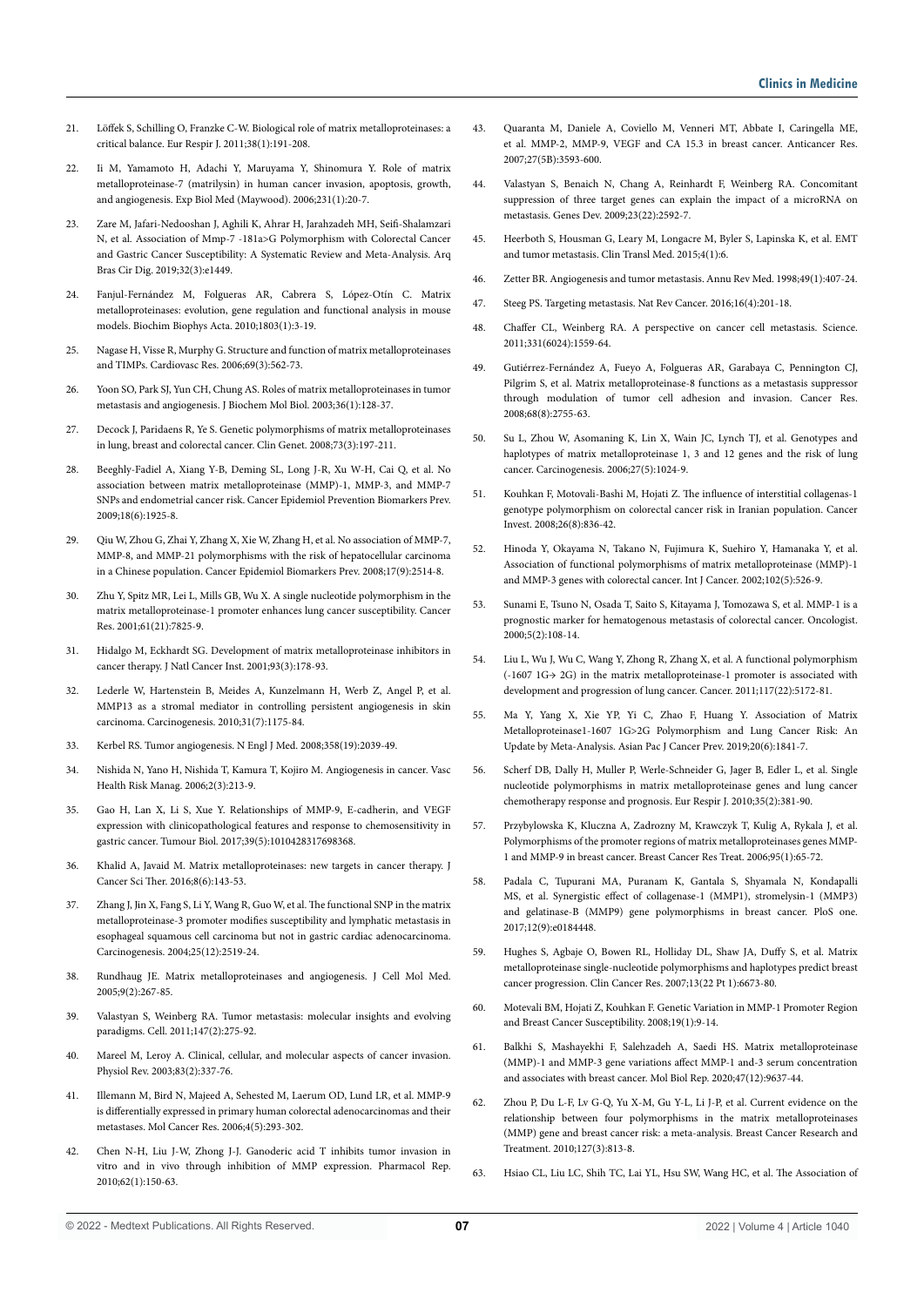21. Löffek S, Schilling O, Franzke C-W. Biological role of matrix metalloproteinases: a critical balance. Eur Respir J. 2011;38(1):191-208.

22. Ii M, Yamamoto H, Adachi Y, Maruyama Y, Shinomura Y. Role of matrix metalloproteinase-7 (matrilysin) in human cancer invasion, apoptosis, growth, and angiogenesis. Exp Biol Med (Maywood). 2006;231(1):20-7.

23. Zare M, Jafari-Nedooshan J, Aghili K, Ahrar H, Jarahzadeh MH, Seifi-Shalamzari N, et al. Association of Mmp-7 -181a>G Polymorphism with Colorectal Cancer and Gastric Cancer Susceptibility: A Systematic Review and Meta-Analysis. Arq Bras Cir Dig. 2019;32(3):e1449.

24. Fanjul-Fernández M, Folgueras AR, Cabrera S, López-Otín C. Matrix metalloproteinases: evolution, gene regulation and functional analysis in mouse models. Biochim Biophys Acta. 2010;1803(1):3-19.

25. Nagase H, Visse R, Murphy G. Structure and function of matrix metalloproteinases and TIMPs. Cardiovasc Res. 2006;69(3):562-73.

26. Yoon SO, Park SJ, Yun CH, Chung AS. Roles of matrix metalloproteinases in tumor metastasis and angiogenesis. J Biochem Mol Biol. 2003;36(1):128-37.

27. Decock J, Paridaens R, Ye S. Genetic polymorphisms of matrix metalloproteinases in lung, breast and colorectal cancer. Clin Genet. 2008;73(3):197-211.

28. Beeghly-Fadiel A, Xiang Y-B, Deming SL, Long J-R, Xu W-H, Cai Q, et al. No association between matrix metalloproteinase (MMP)-1, MMP-3, and MMP-7 SNPs and endometrial cancer risk. Cancer Epidemiol Prevention Biomarkers Prev. 2009;18(6):1925-8.

29. Qiu W, Zhou G, Zhai Y, Zhang X, Xie W, Zhang H, et al. No association of MMP-7, MMP-8, and MMP-21 polymorphisms with the risk of hepatocellular carcinoma in a Chinese population. Cancer Epidemiol Biomarkers Prev. 2008;17(9):2514-8.

30. Zhu Y, Spitz MR, Lei L, Mills GB, Wu X. A single nucleotide polymorphism in the matrix metalloproteinase-1 promoter enhances lung cancer susceptibility. Cancer Res. 2001;61(21):7825-9.

31. Hidalgo M, Eckhardt SG. Development of matrix metalloproteinase inhibitors in cancer therapy. J Natl Cancer Inst. 2001;93(3):178-93.

32. Lederle W, Hartenstein B, Meides A, Kunzelmann H, Werb Z, Angel P, et al. MMP13 as a stromal mediator in controlling persistent angiogenesis in skin carcinoma. Carcinogenesis. 2010;31(7):1175-84.

33. Kerbel RS. Tumor angiogenesis. N Engl J Med. 2008;358(19):2039-49.

34. Nishida N, Yano H, Nishida T, Kamura T, Kojiro M. Angiogenesis in cancer. Vasc Health Risk Manag. 2006;2(3):213-9.

35. Gao H, Lan X, Li S, Xue Y. Relationships of MMP-9, E-cadherin, and VEGF expression with clinicopathological features and response to chemosensitivity in gastric cancer. Tumour Biol. 2017;39(5):1010428317698368.

36. Khalid A, Javaid M. Matrix metalloproteinases: new targets in cancer therapy. J Cancer Sci Ther. 2016;8(6):143-53.

37. Zhang J, Jin X, Fang S, Li Y, Wang R, Guo W, et al. The functional SNP in the matrix metalloproteinase-3 promoter modifies susceptibility and lymphatic metastasis in esophageal squamous cell carcinoma but not in gastric cardiac adenocarcinoma. Carcinogenesis. 2004;25(12):2519-24.

38. Rundhaug JE. Matrix metalloproteinases and angiogenesis. J Cell Mol Med. 2005;9(2):267-85.

39. Valastyan S, Weinberg RA. Tumor metastasis: molecular insights and evolving paradigms. Cell. 2011;147(2):275-92.

40. Mareel M, Leroy A. Clinical, cellular, and molecular aspects of cancer invasion. Physiol Rev. 2003;83(2):337-76.

41. Illemann M, Bird N, Majeed A, Sehested M, Laerum OD, Lund LR, et al. MMP-9 is differentially expressed in primary human colorectal adenocarcinomas and their metastases. Mol Cancer Res. 2006;4(5):293-302.

42. Chen N-H, Liu J-W, Zhong J-J. Ganoderic acid T inhibits tumor invasion in vitro and in vivo through inhibition of MMP expression. Pharmacol Rep. 2010;62(1):150-63.

43. Quaranta M, Daniele A, Coviello M, Venneri MT, Abbate I, Caringella ME, et al. MMP-2, MMP-9, VEGF and CA 15.3 in breast cancer. Anticancer Res. 2007;27(5B):3593-600.

44. Valastyan S, Benaich N, Chang A, Reinhardt F, Weinberg RA. Concomitant suppression of three target genes can explain the impact of a microRNA on metastasis. Genes Dev. 2009;23(22):2592-7.

45. Heerboth S, Housman G, Leary M, Longacre M, Byler S, Lapinska K, et al. EMT and tumor metastasis. Clin Transl Med. 2015;4(1):6.

46. Zetter BR. Angiogenesis and tumor metastasis. Annu Rev Med. 1998;49(1):407-24.

47. Steeg PS. Targeting metastasis. Nat Rev Cancer. 2016;16(4):201-18.

48. Chaffer CL, Weinberg RA. A perspective on cancer cell metastasis. Science. 2011;331(6024):1559-64.

49. Gutiérrez-Fernández A, Fueyo A, Folgueras AR, Garabaya C, Pennington CJ, Pilgrim S, et al. Matrix metalloproteinase-8 functions as a metastasis suppressor through modulation of tumor cell adhesion and invasion. Cancer Res. 2008;68(8):2755-63.

50. Su L, Zhou W, Asomaning K, Lin X, Wain JC, Lynch TJ, et al. Genotypes and haplotypes of matrix metalloproteinase 1, 3 and 12 genes and the risk of lung cancer. Carcinogenesis. 2006;27(5):1024-9.

51. Kouhkan F, Motovali-Bashi M, Hojati Z. The influence of interstitial collagenas-1 genotype polymorphism on colorectal cancer risk in Iranian population. Cancer Invest. 2008;26(8):836-42.

52. Hinoda Y, Okayama N, Takano N, Fujimura K, Suehiro Y, Hamanaka Y, et al. Association of functional polymorphisms of matrix metalloproteinase (MMP)-1 and MMP-3 genes with colorectal cancer. Int J Cancer. 2002;102(5):526-9.

53. Sunami E, Tsuno N, Osada T, Saito S, Kitayama J, Tomozawa S, et al. MMP-1 is a prognostic marker for hematogenous metastasis of colorectal cancer. Oncologist. 2000;5(2):108-14.

54. Liu L, Wu J, Wu C, Wang Y, Zhong R, Zhang X, et al. A functional polymorphism (-1607 1G→ 2G) in the matrix metalloproteinase-1 promoter is associated with development and progression of lung cancer. Cancer. 2011;117(22):5172-81.

55. Ma Y, Yang X, Xie YP, Yi C, Zhao F, Huang Y. Association of Matrix Metalloproteinase1-1607 1G>2G Polymorphism and Lung Cancer Risk: An Update by Meta-Analysis. Asian Pac J Cancer Prev. 2019;20(6):1841-7.

56. Scherf DB, Dally H, Muller P, Werle-Schneider G, Jager B, Edler L, et al. Single nucleotide polymorphisms in matrix metalloproteinase genes and lung cancer chemotherapy response and prognosis. Eur Respir J. 2010;35(2):381-90.

57. Przybylowska K, Kluczna A, Zadrozny M, Krawczyk T, Kulig A, Rykala J, et al. Polymorphisms of the promoter regions of matrix metalloproteinases genes MMP-1 and MMP-9 in breast cancer. Breast Cancer Res Treat. 2006;95(1):65-72.

58. Padala C, Tupurani MA, Puranam K, Gantala S, Shyamala N, Kondapalli MS, et al. Synergistic effect of collagenase-1 (MMP1), stromelysin-1 (MMP3) and gelatinase-B (MMP9) gene polymorphisms in breast cancer. PloS one. 2017;12(9):e0184448.

59. Hughes S, Agbaje O, Bowen RL, Holliday DL, Shaw JA, Duffy S, et al. Matrix metalloproteinase single-nucleotide polymorphisms and haplotypes predict breast cancer progression. Clin Cancer Res. 2007;13(22 Pt 1):6673-80.

60. Motevali BM, Hojati Z, Kouhkan F. Genetic Variation in MMP-1 Promoter Region and Breast Cancer Susceptibility. 2008;19(1):9-14.

61. Balkhi S, Mashayekhi F, Salehzadeh A, Saedi HS. Matrix metalloproteinase (MMP)-1 and MMP-3 gene variations affect MMP-1 and-3 serum concentration and associates with breast cancer. Mol Biol Rep. 2020;47(12):9637-44.

62. Zhou P, Du L-F, Lv G-Q, Yu X-M, Gu Y-L, Li J-P, et al. Current evidence on the relationship between four polymorphisms in the matrix metalloproteinases (MMP) gene and breast cancer risk: a meta-analysis. Breast Cancer Research and Treatment. 2010;127(3):813-8.

63. Hsiao CL, Liu LC, Shih TC, Lai YL, Hsu SW, Wang HC, et al. The Association of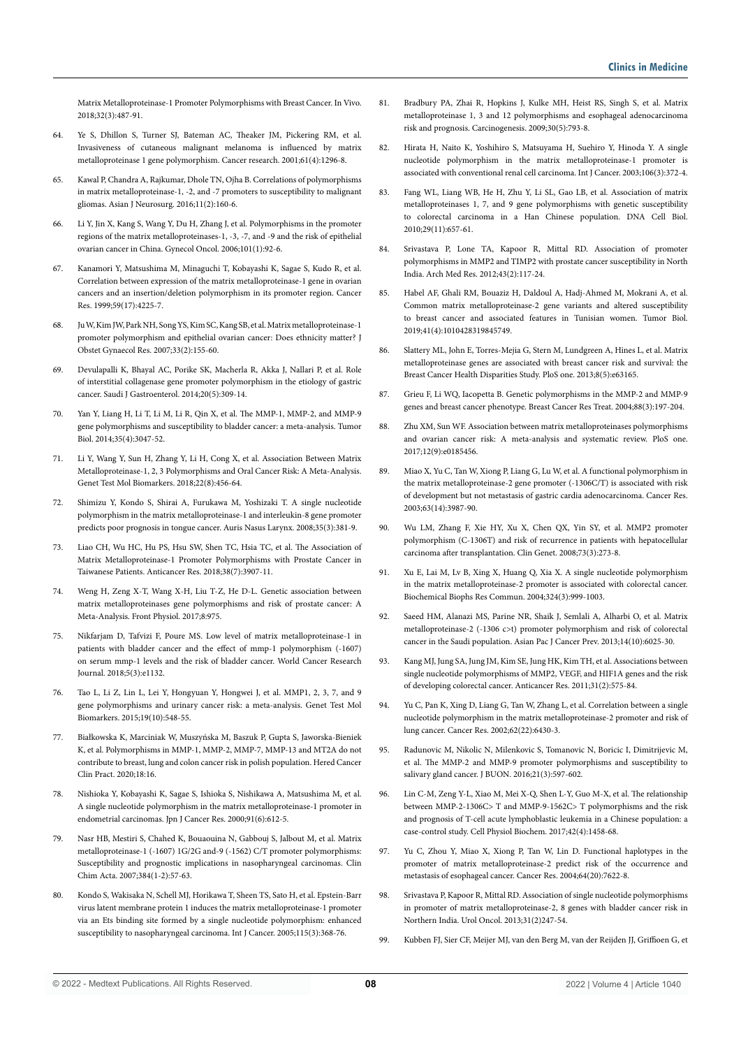Matrix Metalloproteinase-1 Promoter Polymorphisms with Breast Cancer. In Vivo. 2018;32(3):487-91.

64. Ye S, Dhillon S, Turner SJ, Bateman AC, Theaker JM, Pickering RM, et al. Invasiveness of cutaneous malignant melanoma is influenced by matrix metalloproteinase 1 gene polymorphism. Cancer research. 2001;61(4):1296-8.

65. Kawal P, Chandra A, Rajkumar, Dhole TN, Ojha B. Correlations of polymorphisms in matrix metalloproteinase-1, -2, and -7 promoters to susceptibility to malignant gliomas. Asian J Neurosurg. 2016;11(2):160-6.

66. Li Y, Jin X, Kang S, Wang Y, Du H, Zhang J, et al. Polymorphisms in the promoter regions of the matrix metalloproteinases-1, -3, -7, and -9 and the risk of epithelial ovarian cancer in China. Gynecol Oncol. 2006;101(1):92-6.

67. Kanamori Y, Matsushima M, Minaguchi T, Kobayashi K, Sagae S, Kudo R, et al. Correlation between expression of the matrix metalloproteinase-1 gene in ovarian cancers and an insertion/deletion polymorphism in its promoter region. Cancer Res. 1999;59(17):4225-7.

68. Ju W, Kim JW, Park NH, Song YS, Kim SC, Kang SB, et al. Matrix metalloproteinase-1 promoter polymorphism and epithelial ovarian cancer: Does ethnicity matter? J Obstet Gynaecol Res. 2007;33(2):155-60.

69. Devulapalli K, Bhayal AC, Porike SK, Macherla R, Akka J, Nallari P, et al. Role of interstitial collagenase gene promoter polymorphism in the etiology of gastric cancer. Saudi J Gastroenterol. 2014;20(5):309-14.

70. Yan Y, Liang H, Li T, Li M, Li R, Qin X, et al. The MMP-1, MMP-2, and MMP-9 gene polymorphisms and susceptibility to bladder cancer: a meta-analysis. Tumor Biol. 2014;35(4):3047-52.

71. Li Y, Wang Y, Sun H, Zhang Y, Li H, Cong X, et al. Association Between Matrix Metalloproteinase-1, 2, 3 Polymorphisms and Oral Cancer Risk: A Meta-Analysis. Genet Test Mol Biomarkers. 2018;22(8):456-64.

72. Shimizu Y, Kondo S, Shirai A, Furukawa M, Yoshizaki T. A single nucleotide polymorphism in the matrix metalloproteinase-1 and interleukin-8 gene promoter predicts poor prognosis in tongue cancer. Auris Nasus Larynx. 2008;35(3):381-9.

73. Liao CH, Wu HC, Hu PS, Hsu SW, Shen TC, Hsia TC, et al. The Association of Matrix Metalloproteinase-1 Promoter Polymorphisms with Prostate Cancer in Taiwanese Patients. Anticancer Res. 2018;38(7):3907-11.

74. Weng H, Zeng X-T, Wang X-H, Liu T-Z, He D-L. Genetic association between matrix metalloproteinases gene polymorphisms and risk of prostate cancer: A Meta-Analysis. Front Physiol. 2017;8:975.

75. Nikfarjam D, Tafvizi F, Poure MS. Low level of matrix metalloproteinase-1 in patients with bladder cancer and the effect of mmp-1 polymorphism (-1607) on serum mmp-1 levels and the risk of bladder cancer. World Cancer Research Journal. 2018;5(3):e1132.

76. Tao L, Li Z, Lin L, Lei Y, Hongyuan Y, Hongwei J, et al. MMP1, 2, 3, 7, and 9 gene polymorphisms and urinary cancer risk: a meta-analysis. Genet Test Mol Biomarkers. 2015;19(10):548-55.

77. Białkowska K, Marciniak W, Muszyńska M, Baszuk P, Gupta S, Jaworska-Bieniek K, et al. Polymorphisms in MMP-1, MMP-2, MMP-7, MMP-13 and MT2A do not contribute to breast, lung and colon cancer risk in polish population. Hered Cancer Clin Pract. 2020;18:16.

78. Nishioka Y, Kobayashi K, Sagae S, Ishioka S, Nishikawa A, Matsushima M, et al. A single nucleotide polymorphism in the matrix metalloproteinase-1 promoter in endometrial carcinomas. Jpn J Cancer Res. 2000;91(6):612-5.

79. Nasr HB, Mestiri S, Chahed K, Bouaouina N, Gabbouj S, Jalbout M, et al. Matrix metalloproteinase-1 (-1607) 1G/2G and-9 (-1562) C/T promoter polymorphisms: Susceptibility and prognostic implications in nasopharyngeal carcinomas. Clin Chim Acta. 2007;384(1-2):57-63.

80. Kondo S, Wakisaka N, Schell MJ, Horikawa T, Sheen TS, Sato H, et al. Epstein-Barr virus latent membrane protein 1 induces the matrix metalloproteinase-1 promoter via an Ets binding site formed by a single nucleotide polymorphism: enhanced susceptibility to nasopharyngeal carcinoma. Int J Cancer. 2005;115(3):368-76.

81. Bradbury PA, Zhai R, Hopkins J, Kulke MH, Heist RS, Singh S, et al. Matrix metalloproteinase 1, 3 and 12 polymorphisms and esophageal adenocarcinoma risk and prognosis. Carcinogenesis. 2009;30(5):793-8.

82. Hirata H, Naito K, Yoshihiro S, Matsuyama H, Suehiro Y, Hinoda Y. A single nucleotide polymorphism in the matrix metalloproteinase-1 promoter is associated with conventional renal cell carcinoma. Int J Cancer. 2003;106(3):372-4.

83. Fang WL, Liang WB, He H, Zhu Y, Li SL, Gao LB, et al. Association of matrix metalloproteinases 1, 7, and 9 gene polymorphisms with genetic susceptibility to colorectal carcinoma in a Han Chinese population. DNA Cell Biol. 2010;29(11):657-61.

84. Srivastava P, Lone TA, Kapoor R, Mittal RD. Association of promoter polymorphisms in MMP2 and TIMP2 with prostate cancer susceptibility in North India. Arch Med Res. 2012;43(2):117-24.

85. Habel AF, Ghali RM, Bouaziz H, Daldoul A, Hadj-Ahmed M, Mokrani A, et al. Common matrix metalloproteinase-2 gene variants and altered susceptibility to breast cancer and associated features in Tunisian women. Tumor Biol. 2019;41(4):1010428319845749.

86. Slattery ML, John E, Torres-Mejia G, Stern M, Lundgreen A, Hines L, et al. Matrix metalloproteinase genes are associated with breast cancer risk and survival: the Breast Cancer Health Disparities Study. PloS one. 2013;8(5):e63165.

87. Grieu F, Li WQ, Iacopetta B. Genetic polymorphisms in the MMP-2 and MMP-9 genes and breast cancer phenotype. Breast Cancer Res Treat. 2004;88(3):197-204.

88. Zhu XM, Sun WF. Association between matrix metalloproteinases polymorphisms and ovarian cancer risk: A meta-analysis and systematic review. PloS one. 2017;12(9):e0185456.

89. Miao X, Yu C, Tan W, Xiong P, Liang G, Lu W, et al. A functional polymorphism in the matrix metalloproteinase-2 gene promoter (-1306C/T) is associated with risk of development but not metastasis of gastric cardia adenocarcinoma. Cancer Res. 2003;63(14):3987-90.

90. Wu LM, Zhang F, Xie HY, Xu X, Chen QX, Yin SY, et al. MMP2 promoter polymorphism (C-1306T) and risk of recurrence in patients with hepatocellular carcinoma after transplantation. Clin Genet. 2008;73(3):273-8.

91. Xu E, Lai M, Lv B, Xing X, Huang Q, Xia X. A single nucleotide polymorphism in the matrix metalloproteinase-2 promoter is associated with colorectal cancer. Biochemical Biophs Res Commun. 2004;324(3):999-1003.

92. Saeed HM, Alanazi MS, Parine NR, Shaik J, Semlali A, Alharbi O, et al. Matrix metalloproteinase-2 (-1306 c>t) promoter polymorphism and risk of colorectal cancer in the Saudi population. Asian Pac J Cancer Prev. 2013;14(10):6025-30.

93. Kang MJ, Jung SA, Jung JM, Kim SE, Jung HK, Kim TH, et al. Associations between single nucleotide polymorphisms of MMP2, VEGF, and HIF1A genes and the risk of developing colorectal cancer. Anticancer Res. 2011;31(2):575-84.

94. Yu C, Pan K, Xing D, Liang G, Tan W, Zhang L, et al. Correlation between a single nucleotide polymorphism in the matrix metalloproteinase-2 promoter and risk of lung cancer. Cancer Res. 2002;62(22):6430-3.

95. Radunovic M, Nikolic N, Milenkovic S, Tomanovic N, Boricic I, Dimitrijevic M, et al. The MMP-2 and MMP-9 promoter polymorphisms and susceptibility to salivary gland cancer. J BUON. 2016;21(3):597-602.

96. Lin C-M, Zeng Y-L, Xiao M, Mei X-Q, Shen L-Y, Guo M-X, et al. The relationship between MMP-2-1306C> T and MMP-9-1562C> T polymorphisms and the risk and prognosis of T-cell acute lymphoblastic leukemia in a Chinese population: a case-control study. Cell Physiol Biochem. 2017;42(4):1458-68.

97. Yu C, Zhou Y, Miao X, Xiong P, Tan W, Lin D. Functional haplotypes in the promoter of matrix metalloproteinase-2 predict risk of the occurrence and metastasis of esophageal cancer. Cancer Res. 2004;64(20):7622-8.

98. Srivastava P, Kapoor R, Mittal RD. Association of single nucleotide polymorphisms in promoter of matrix metalloproteinase-2, 8 genes with bladder cancer risk in Northern India. Urol Oncol. 2013;31(2)247-54.

99. Kubben FJ, Sier CF, Meijer MJ, van den Berg M, van der Reijden JJ, Griffioen G, et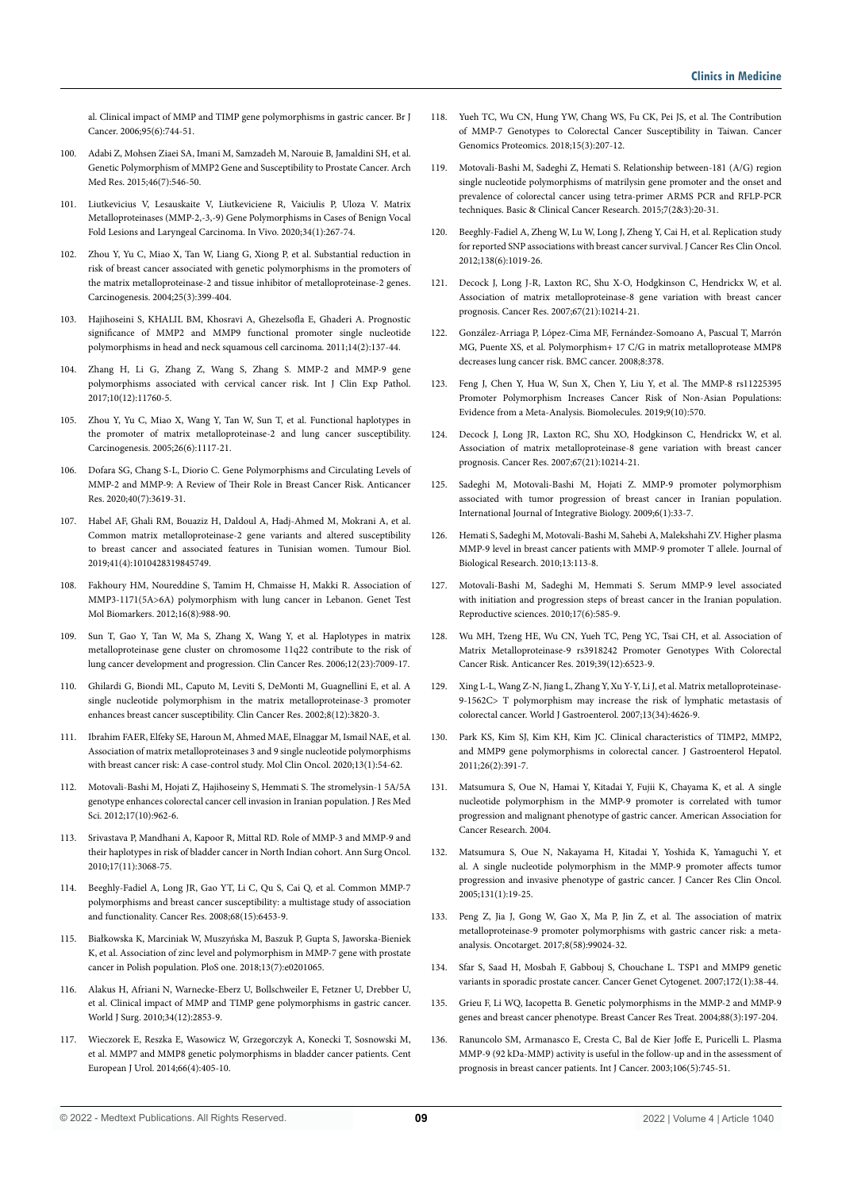al. Clinical impact of MMP and TIMP gene polymorphisms in gastric cancer. Br J Cancer. 2006;95(6):744-51.

100. Adabi Z, Mohsen Ziaei SA, Imani M, Samzadeh M, Narouie B, Jamaldini SH, et al. Genetic Polymorphism of MMP2 Gene and Susceptibility to Prostate Cancer. Arch Med Res. 2015;46(7):546-50.

101. Liutkevicius V, Lesauskaite V, Liutkeviciene R, Vaiciulis P, Uloza V. Matrix Metalloproteinases (MMP-2,-3,-9) Gene Polymorphisms in Cases of Benign Vocal Fold Lesions and Laryngeal Carcinoma. In Vivo. 2020;34(1):267-74.

102. Zhou Y, Yu C, Miao X, Tan W, Liang G, Xiong P, et al. Substantial reduction in risk of breast cancer associated with genetic polymorphisms in the promoters of the matrix metalloproteinase-2 and tissue inhibitor of metalloproteinase-2 genes. Carcinogenesis. 2004;25(3):399-404.

103. Hajihoseini S, KHALIL BM, Khosravi A, Ghezelsofla E, Ghaderi A. Prognostic significance of MMP2 and MMP9 functional promoter single nucleotide polymorphisms in head and neck squamous cell carcinoma. 2011;14(2):137-44.

104. Zhang H, Li G, Zhang Z, Wang S, Zhang S. MMP-2 and MMP-9 gene polymorphisms associated with cervical cancer risk. Int J Clin Exp Pathol. 2017;10(12):11760-5.

105. Zhou Y, Yu C, Miao X, Wang Y, Tan W, Sun T, et al. Functional haplotypes in the promoter of matrix metalloproteinase-2 and lung cancer susceptibility. Carcinogenesis. 2005;26(6):1117-21.

106. Dofara SG, Chang S-L, Diorio C. Gene Polymorphisms and Circulating Levels of MMP-2 and MMP-9: A Review of Their Role in Breast Cancer Risk. Anticancer Res. 2020;40(7):3619-31.

107. Habel AF, Ghali RM, Bouaziz H, Daldoul A, Hadj-Ahmed M, Mokrani A, et al. Common matrix metalloproteinase-2 gene variants and altered susceptibility to breast cancer and associated features in Tunisian women. Tumour Biol. 2019;41(4):1010428319845749.

108. Fakhoury HM, Noureddine S, Tamim H, Chmaisse H, Makki R. Association of MMP3-1171(5A>6A) polymorphism with lung cancer in Lebanon. Genet Test Mol Biomarkers. 2012;16(8):988-90.

109. Sun T, Gao Y, Tan W, Ma S, Zhang X, Wang Y, et al. Haplotypes in matrix metalloproteinase gene cluster on chromosome 11q22 contribute to the risk of lung cancer development and progression. Clin Cancer Res. 2006;12(23):7009-17.

110. Ghilardi G, Biondi ML, Caputo M, Leviti S, DeMonti M, Guagnellini E, et al. A single nucleotide polymorphism in the matrix metalloproteinase-3 promoter enhances breast cancer susceptibility. Clin Cancer Res. 2002;8(12):3820-3.

111. Ibrahim FAER, Elfeky SE, Haroun M, Ahmed MAE, Elnaggar M, Ismail NAE, et al. Association of matrix metalloproteinases 3 and 9 single nucleotide polymorphisms with breast cancer risk: A case-control study. Mol Clin Oncol. 2020;13(1):54-62.

112. Motovali-Bashi M, Hojati Z, Hajihoseiny S, Hemmati S. The stromelysin-1 5A/5A genotype enhances colorectal cancer cell invasion in Iranian population. J Res Med Sci. 2012;17(10):962-6.

113. Srivastava P, Mandhani A, Kapoor R, Mittal RD. Role of MMP-3 and MMP-9 and their haplotypes in risk of bladder cancer in North Indian cohort. Ann Surg Oncol. 2010;17(11):3068-75.

114. Beeghly-Fadiel A, Long JR, Gao YT, Li C, Qu S, Cai Q, et al. Common MMP-7 polymorphisms and breast cancer susceptibility: a multistage study of association and functionality. Cancer Res. 2008;68(15):6453-9.

115. Białkowska K, Marciniak W, Muszyńska M, Baszuk P, Gupta S, Jaworska-Bieniek K, et al. Association of zinc level and polymorphism in MMP-7 gene with prostate cancer in Polish population. PloS one. 2018;13(7):e0201065.

116. Alakus H, Afriani N, Warnecke-Eberz U, Bollschweiler E, Fetzner U, Drebber U, et al. Clinical impact of MMP and TIMP gene polymorphisms in gastric cancer. World J Surg. 2010;34(12):2853-9.

117. Wieczorek E, Reszka E, Wasowicz W, Grzegorczyk A, Konecki T, Sosnowski M, et al. MMP7 and MMP8 genetic polymorphisms in bladder cancer patients. Cent European J Urol. 2014;66(4):405-10.

118. Yueh TC, Wu CN, Hung YW, Chang WS, Fu CK, Pei JS, et al. The Contribution of MMP-7 Genotypes to Colorectal Cancer Susceptibility in Taiwan. Cancer Genomics Proteomics. 2018;15(3):207-12.

119. Motovali-Bashi M, Sadeghi Z, Hemati S. Relationship between-181 (A/G) region single nucleotide polymorphisms of matrilysin gene promoter and the onset and prevalence of colorectal cancer using tetra-primer ARMS PCR and RFLP-PCR techniques. Basic & Clinical Cancer Research. 2015;7(2&3):20-31.

120. Beeghly-Fadiel A, Zheng W, Lu W, Long J, Zheng Y, Cai H, et al. Replication study for reported SNP associations with breast cancer survival. J Cancer Res Clin Oncol. 2012;138(6):1019-26.

121. Decock J, Long J-R, Laxton RC, Shu X-O, Hodgkinson C, Hendrickx W, et al. Association of matrix metalloproteinase-8 gene variation with breast cancer prognosis. Cancer Res. 2007;67(21):10214-21.

122. González-Arriaga P, López-Cima MF, Fernández-Somoano A, Pascual T, Marrón MG, Puente XS, et al. Polymorphism+ 17 C/G in matrix metalloprotease MMP8 decreases lung cancer risk. BMC cancer. 2008;8:378.

123. Feng J, Chen Y, Hua W, Sun X, Chen Y, Liu Y, et al. The MMP-8 rs11225395 Promoter Polymorphism Increases Cancer Risk of Non-Asian Populations: Evidence from a Meta-Analysis. Biomolecules. 2019;9(10):570.

124. Decock J, Long JR, Laxton RC, Shu XO, Hodgkinson C, Hendrickx W, et al. Association of matrix metalloproteinase-8 gene variation with breast cancer prognosis. Cancer Res. 2007;67(21):10214-21.

125. Sadeghi M, Motovali-Bashi M, Hojati Z. MMP-9 promoter polymorphism associated with tumor progression of breast cancer in Iranian population. International Journal of Integrative Biology. 2009;6(1):33-7.

126. Hemati S, Sadeghi M, Motovali-Bashi M, Sahebi A, Malekshahi ZV. Higher plasma MMP-9 level in breast cancer patients with MMP-9 promoter T allele. Journal of Biological Research. 2010;13:113-8.

127. Motovali-Bashi M, Sadeghi M, Hemmati S. Serum MMP-9 level associated with initiation and progression steps of breast cancer in the Iranian population. Reproductive sciences. 2010;17(6):585-9.

128. Wu MH, Tzeng HE, Wu CN, Yueh TC, Peng YC, Tsai CH, et al. Association of Matrix Metalloproteinase-9 rs3918242 Promoter Genotypes With Colorectal Cancer Risk. Anticancer Res. 2019;39(12):6523-9.

129. Xing L-L, Wang Z-N, Jiang L, Zhang Y, Xu Y-Y, Li J, et al. Matrix metalloproteinase-9-1562C> T polymorphism may increase the risk of lymphatic metastasis of colorectal cancer. World J Gastroenterol. 2007;13(34):4626-9.

130. Park KS, Kim SJ, Kim KH, Kim JC. Clinical characteristics of TIMP2, MMP2, and MMP9 gene polymorphisms in colorectal cancer. J Gastroenterol Hepatol. 2011;26(2):391-7.

131. Matsumura S, Oue N, Hamai Y, Kitadai Y, Fujii K, Chayama K, et al. A single nucleotide polymorphism in the MMP-9 promoter is correlated with tumor progression and malignant phenotype of gastric cancer. American Association for Cancer Research. 2004.

132. Matsumura S, Oue N, Nakayama H, Kitadai Y, Yoshida K, Yamaguchi Y, et al. A single nucleotide polymorphism in the MMP-9 promoter affects tumor progression and invasive phenotype of gastric cancer. J Cancer Res Clin Oncol. 2005;131(1):19-25.

133. Peng Z, Jia J, Gong W, Gao X, Ma P, Jin Z, et al. The association of matrix metalloproteinase-9 promoter polymorphisms with gastric cancer risk: a meta-analysis. Oncotarget. 2017;8(58):99024-32.

134. Sfar S, Saad H, Mosbah F, Gabbouj S, Chouchane L. TSP1 and MMP9 genetic variants in sporadic prostate cancer. Cancer Genet Cytogenet. 2007;172(1):38-44.

135. Grieu F, Li WQ, Iacopetta B. Genetic polymorphisms in the MMP-2 and MMP-9 genes and breast cancer phenotype. Breast Cancer Res Treat. 2004;88(3):197-204.

136. Ranuncolo SM, Armanasco E, Cresta C, Bal de Kier Joffe E, Puricelli L. Plasma MMP-9 (92 kDa-MMP) activity is useful in the follow-up and in the assessment of prognosis in breast cancer patients. Int J Cancer. 2003;106(5):745-51.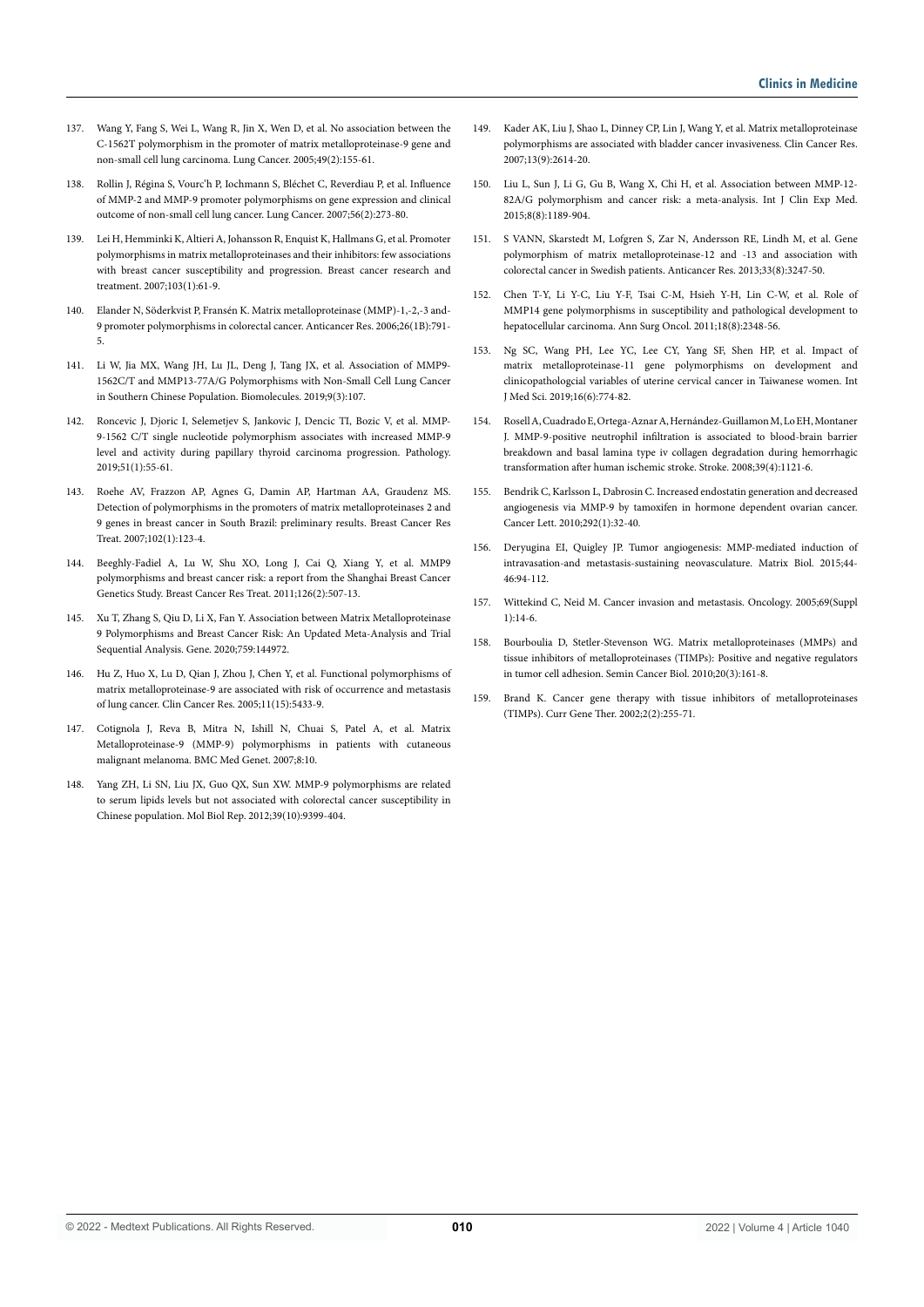137. Wang Y, Fang S, Wei L, Wang R, Jin X, Wen D, et al. No association between the C-1562T polymorphism in the promoter of matrix metalloproteinase-9 gene and non-small cell lung carcinoma. Lung Cancer. 2005;49(2):155-61.

138. Rollin J, Régina S, Vourc'h P, Iochmann S, Bléchet C, Reverdiau P, et al. Influence of MMP-2 and MMP-9 promoter polymorphisms on gene expression and clinical outcome of non-small cell lung cancer. Lung Cancer. 2007;56(2):273-80.

139. Lei H, Hemminki K, Altieri A, Johansson R, Enquist K, Hallmans G, et al. Promoter polymorphisms in matrix metalloproteinases and their inhibitors: few associations with breast cancer susceptibility and progression. Breast cancer research and treatment. 2007;103(1):61-9.

140. Elander N, Söderkvist P, Fransén K. Matrix metalloproteinase (MMP)-1,-2,-3 and-9 promoter polymorphisms in colorectal cancer. Anticancer Res. 2006;26(1B):791-5.

141. Li W, Jia MX, Wang JH, Lu JL, Deng J, Tang JX, et al. Association of MMP9-1562C/T and MMP13-77A/G Polymorphisms with Non-Small Cell Lung Cancer in Southern Chinese Population. Biomolecules. 2019;9(3):107.

142. Roncevic J, Djoric I, Selemetjev S, Jankovic J, Dencic TI, Bozic V, et al. MMP-9-1562 C/T single nucleotide polymorphism associates with increased MMP-9 level and activity during papillary thyroid carcinoma progression. Pathology. 2019;51(1):55-61.

143. Roehe AV, Frazzon AP, Agnes G, Damin AP, Hartman AA, Graudenz MS. Detection of polymorphisms in the promoters of matrix metalloproteinases 2 and 9 genes in breast cancer in South Brazil: preliminary results. Breast Cancer Res Treat. 2007;102(1):123-4.

144. Beeghly-Fadiel A, Lu W, Shu XO, Long J, Cai Q, Xiang Y, et al. MMP9 polymorphisms and breast cancer risk: a report from the Shanghai Breast Cancer Genetics Study. Breast Cancer Res Treat. 2011;126(2):507-13.

145. Xu T, Zhang S, Qiu D, Li X, Fan Y. Association between Matrix Metalloproteinase 9 Polymorphisms and Breast Cancer Risk: An Updated Meta-Analysis and Trial Sequential Analysis. Gene. 2020;759:144972.

146. Hu Z, Huo X, Lu D, Qian J, Zhou J, Chen Y, et al. Functional polymorphisms of matrix metalloproteinase-9 are associated with risk of occurrence and metastasis of lung cancer. Clin Cancer Res. 2005;11(15):5433-9.

147. Cotignola J, Reva B, Mitra N, Ishill N, Chuai S, Patel A, et al. Matrix Metalloproteinase-9 (MMP-9) polymorphisms in patients with cutaneous malignant melanoma. BMC Med Genet. 2007;8:10.

148. Yang ZH, Li SN, Liu JX, Guo QX, Sun XW. MMP-9 polymorphisms are related to serum lipids levels but not associated with colorectal cancer susceptibility in Chinese population. Mol Biol Rep. 2012;39(10):9399-404.

149. Kader AK, Liu J, Shao L, Dinney CP, Lin J, Wang Y, et al. Matrix metalloproteinase polymorphisms are associated with bladder cancer invasiveness. Clin Cancer Res. 2007;13(9):2614-20.

150. Liu L, Sun J, Li G, Gu B, Wang X, Chi H, et al. Association between MMP-12-82A/G polymorphism and cancer risk: a meta-analysis. Int J Clin Exp Med. 2015;8(8):1189-904.

151. S VANN, Skarstedt M, Lofgren S, Zar N, Andersson RE, Lindh M, et al. Gene polymorphism of matrix metalloproteinase-12 and -13 and association with colorectal cancer in Swedish patients. Anticancer Res. 2013;33(8):3247-50.

152. Chen T-Y, Li Y-C, Liu Y-F, Tsai C-M, Hsieh Y-H, Lin C-W, et al. Role of MMP14 gene polymorphisms in susceptibility and pathological development to hepatocellular carcinoma. Ann Surg Oncol. 2011;18(8):2348-56.

153. Ng SC, Wang PH, Lee YC, Lee CY, Yang SF, Shen HP, et al. Impact of matrix metalloproteinase-11 gene polymorphisms on development and clinicopathologcial variables of uterine cervical cancer in Taiwanese women. Int J Med Sci. 2019;16(6):774-82.

154. Rosell A, Cuadrado E, Ortega-Aznar A, Hernández-Guillamon M, Lo EH, Montaner J. MMP-9-positive neutrophil infiltration is associated to blood-brain barrier breakdown and basal lamina type iv collagen degradation during hemorrhagic transformation after human ischemic stroke. Stroke. 2008;39(4):1121-6.

155. Bendrik C, Karlsson L, Dabrosin C. Increased endostatin generation and decreased angiogenesis via MMP-9 by tamoxifen in hormone dependent ovarian cancer. Cancer Lett. 2010;292(1):32-40.

156. Deryugina EI, Quigley JP. Tumor angiogenesis: MMP-mediated induction of intravasation-and metastasis-sustaining neovasculature. Matrix Biol. 2015;44-46:94-112.

157. Wittekind C, Neid M. Cancer invasion and metastasis. Oncology. 2005;69(Suppl 1):14-6.

158. Bourboulia D, Stetler-Stevenson WG. Matrix metalloproteinases (MMPs) and tissue inhibitors of metalloproteinases (TIMPs): Positive and negative regulators in tumor cell adhesion. Semin Cancer Biol. 2010;20(3):161-8.

159. Brand K. Cancer gene therapy with tissue inhibitors of metalloproteinases (TIMPs). Curr Gene Ther. 2002;2(2):255-71.